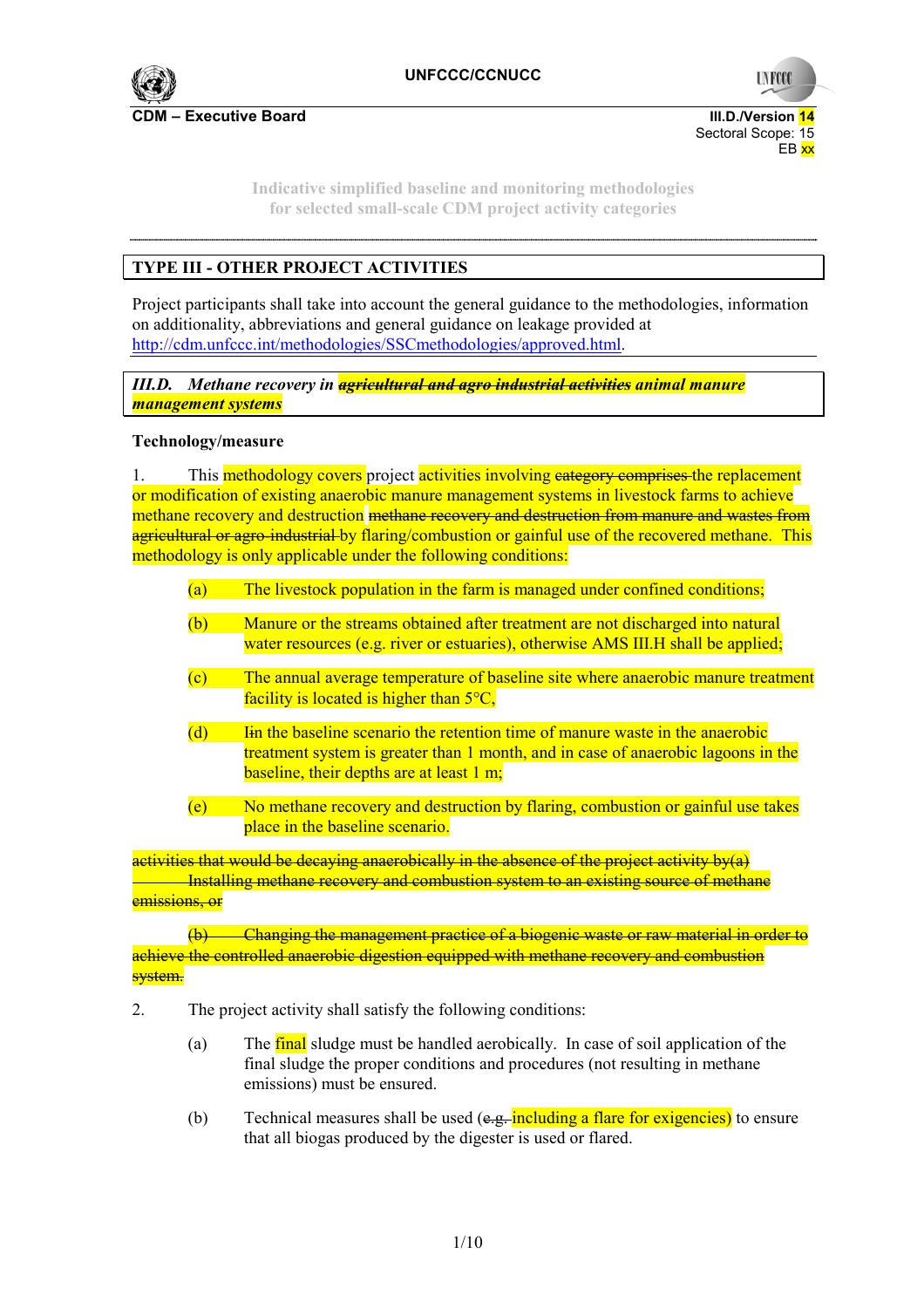UNFCCC/CCNUCC

CDM – Executive Board

III.D./Version 14
Sectoral Scope: 15
EB xx

Indicative simplified baseline and monitoring methodologies
for selected small-scale CDM project activity categories

---

## TYPE III - OTHER PROJECT ACTIVITIES

Project participants shall take into account the general guidance to the methodologies, information on additionality, abbreviations and general guidance on leakage provided at http://cdm.unfccc.int/methodologies/SSCmethodologies/approved.html.

### *III.D. Methane recovery in ~~agricultural and agro industrial activities~~ animal manure management systems*

**Technology/measure**

1. This methodology covers project activities involving ~~category comprises~~ the replacement or modification of existing anaerobic manure management systems in livestock farms to achieve methane recovery and destruction ~~methane recovery and destruction from manure and wastes from agricultural or agro-industrial~~ by flaring/combustion or gainful use of the recovered methane. This methodology is only applicable under the following conditions:

   (a) The livestock population in the farm is managed under confined conditions;

   (b) Manure or the streams obtained after treatment are not discharged into natural water resources (e.g. river or estuaries), otherwise AMS III.H shall be applied;

   (c) The annual average temperature of baseline site where anaerobic manure treatment facility is located is higher than 5°C,

   (d) I~~in~~ the baseline scenario the retention time of manure waste in the anaerobic treatment system is greater than 1 month, and in case of anaerobic lagoons in the baseline, their depths are at least 1 m;

   (e) No methane recovery and destruction by flaring, combustion or gainful use takes place in the baseline scenario.

~~activities that would be decaying anaerobically in the absence of the project activity by(a) Installing methane recovery and combustion system to an existing source of methane emissions, or~~

~~(b) Changing the management practice of a biogenic waste or raw material in order to achieve the controlled anaerobic digestion equipped with methane recovery and combustion system.~~

2. The project activity shall satisfy the following conditions:

   (a) The final sludge must be handled aerobically. In case of soil application of the final sludge the proper conditions and procedures (not resulting in methane emissions) must be ensured.

   (b) Technical measures shall be used (~~e.g.~~ including a flare for exigencies) to ensure that all biogas produced by the digester is used or flared.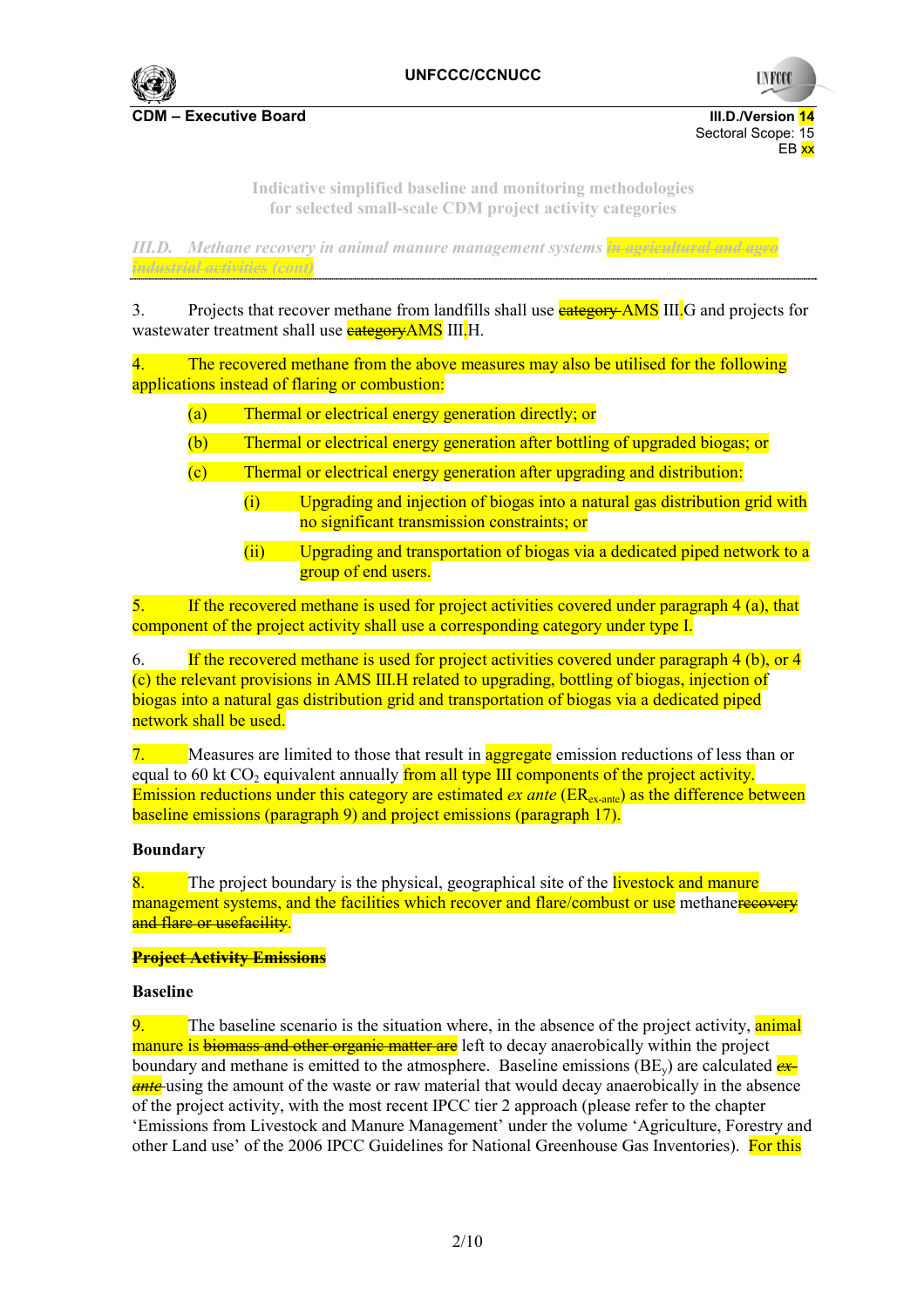Indicative simplified baseline and monitoring methodologies for selected small-scale CDM project activity categories

*III.D. Methane recovery in animal manure management systems ~~in agricultural and agro industrial activities (cont)~~*

3. Projects that recover methane from landfills shall use ~~category~~ AMS III.G and projects for wastewater treatment shall use ~~category~~AMS III.H.

4. The recovered methane from the above measures may also be utilised for the following applications instead of flaring or combustion:

(a) Thermal or electrical energy generation directly; or

(b) Thermal or electrical energy generation after bottling of upgraded biogas; or

(c) Thermal or electrical energy generation after upgrading and distribution:

(i) Upgrading and injection of biogas into a natural gas distribution grid with no significant transmission constraints; or

(ii) Upgrading and transportation of biogas via a dedicated piped network to a group of end users.

5. If the recovered methane is used for project activities covered under paragraph 4 (a), that component of the project activity shall use a corresponding category under type I.

6. If the recovered methane is used for project activities covered under paragraph 4 (b), or 4 (c) the relevant provisions in AMS III.H related to upgrading, bottling of biogas, injection of biogas into a natural gas distribution grid and transportation of biogas via a dedicated piped network shall be used.

7. Measures are limited to those that result in aggregate emission reductions of less than or equal to 60 kt $CO_2$ equivalent annually from all type III components of the project activity. Emission reductions under this category are estimated *ex ante* ($ER_{ex\text{-}ante}$) as the difference between baseline emissions (paragraph 9) and project emissions (paragraph 17).

**Boundary**

8. The project boundary is the physical, geographical site of the livestock and manure management systems, and the facilities which recover and flare/combust or use methane~~recovery and flare or usefacility~~.

~~**Project Activity Emissions**~~

**Baseline**

9. The baseline scenario is the situation where, in the absence of the project activity, animal manure is ~~biomass and other organic matter are~~ left to decay anaerobically within the project boundary and methane is emitted to the atmosphere. Baseline emissions ($BE_y$) are calculated ~~*ex-ante*~~ using the amount of the waste or raw material that would decay anaerobically in the absence of the project activity, with the most recent IPCC tier 2 approach (please refer to the chapter 'Emissions from Livestock and Manure Management' under the volume 'Agriculture, Forestry and other Land use' of the 2006 IPCC Guidelines for National Greenhouse Gas Inventories). For this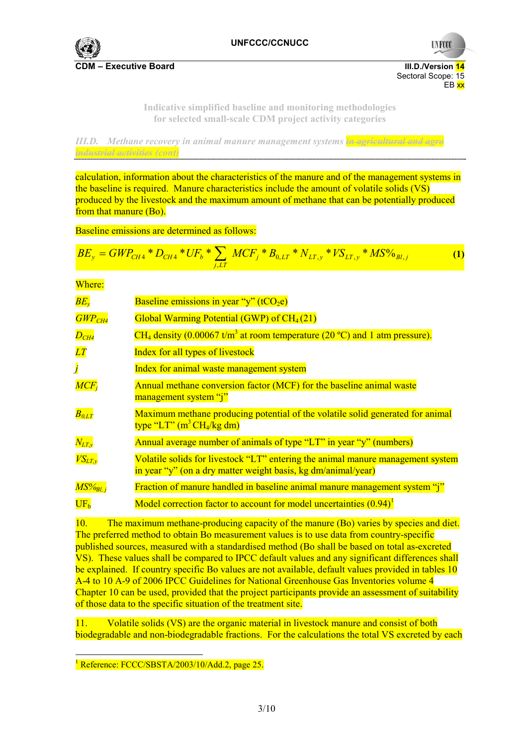calculation, information about the characteristics of the manure and of the management systems in the baseline is required. Manure characteristics include the amount of volatile solids (VS) produced by the livestock and the maximum amount of methane that can be potentially produced from that manure (Bo).

Baseline emissions are determined as follows:

$$BE_y = GWP_{CH4} * D_{CH4} * UF_b * \sum_{j,LT} MCF_j * B_{0,LT} * N_{LT,y} * VS_{LT,y} * MS\%_{Bl,j} \quad (1)$$

Where:

| | |
|---|---|
| $BE_y$ | Baseline emissions in year "y" ($tCO_2e$) |
| $GWP_{CH4}$ | Global Warming Potential (GWP) of $CH_4$ (21) |
| $D_{CH4}$ | $CH_4$ density (0.00067 $t/m^3$ at room temperature (20 ºC) and 1 atm pressure). |
| $LT$ | Index for all types of livestock |
| $j$ | Index for animal waste management system |
| $MCF_j$ | Annual methane conversion factor (MCF) for the baseline animal waste management system "j" |
| $B_{0,LT}$ | Maximum methane producing potential of the volatile solid generated for animal type "LT" ($m^3$ $CH_4$/kg dm) |
| $N_{LT,y}$ | Annual average number of animals of type "LT" in year "y" (numbers) |
| $VS_{LT,y}$ | Volatile solids for livestock "LT" entering the animal manure management system in year "y" (on a dry matter weight basis, kg dm/animal/year) |
| $MS\%_{Bl,j}$ | Fraction of manure handled in baseline animal manure management system "j" |
| $UF_b$ | Model correction factor to account for model uncertainties (0.94)[1] |

10. The maximum methane-producing capacity of the manure (Bo) varies by species and diet. The preferred method to obtain Bo measurement values is to use data from country-specific published sources, measured with a standardised method (Bo shall be based on total as-excreted VS). These values shall be compared to IPCC default values and any significant differences shall be explained. If country specific Bo values are not available, default values provided in tables 10 A-4 to 10 A-9 of 2006 IPCC Guidelines for National Greenhouse Gas Inventories volume 4 Chapter 10 can be used, provided that the project participants provide an assessment of suitability of those data to the specific situation of the treatment site.

11. Volatile solids (VS) are the organic material in livestock manure and consist of both biodegradable and non-biodegradable fractions. For the calculations the total VS excreted by each

---

[1] Reference: FCCC/SBSTA/2003/10/Add.2, page 25.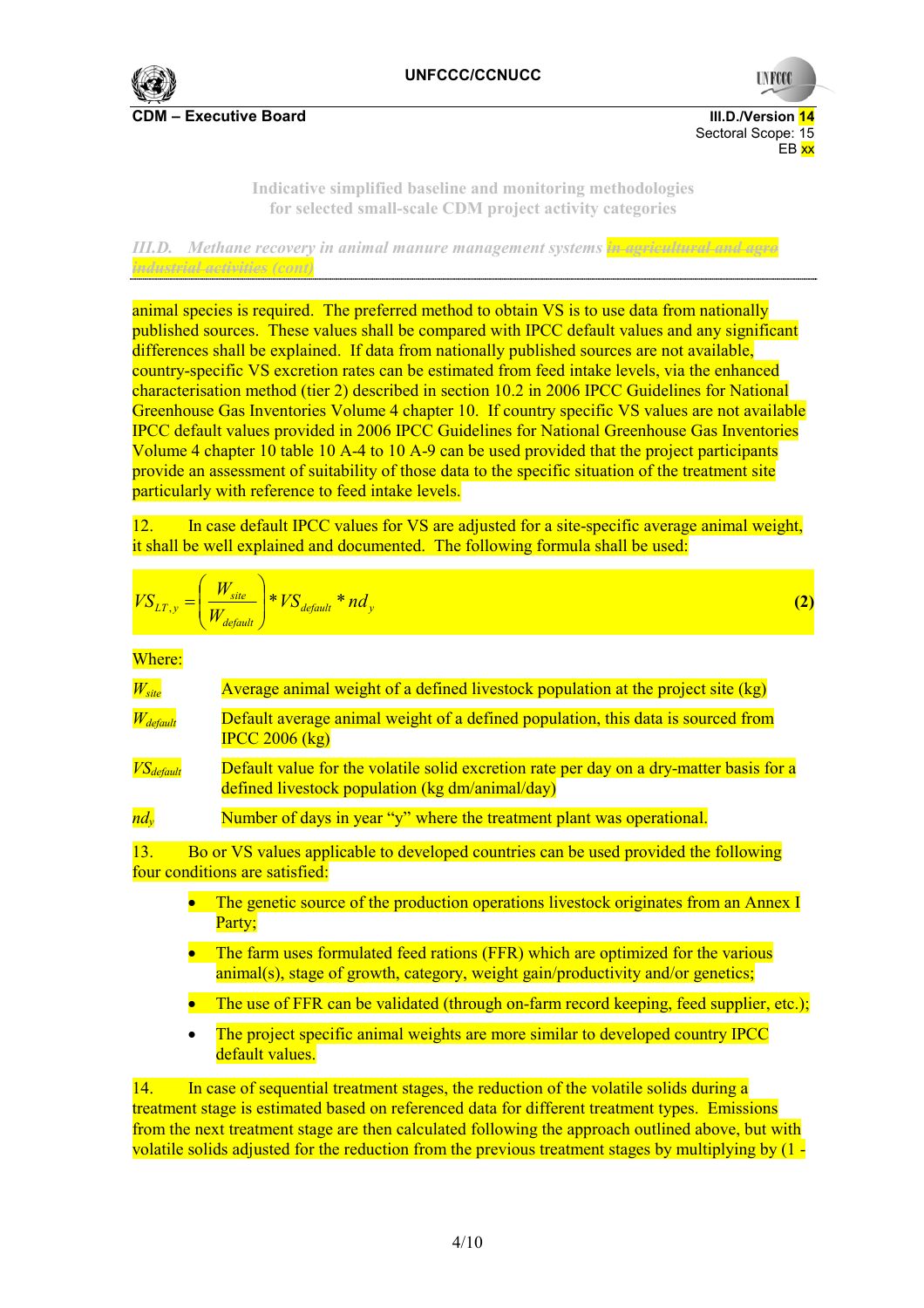animal species is required. The preferred method to obtain VS is to use data from nationally published sources. These values shall be compared with IPCC default values and any significant differences shall be explained. If data from nationally published sources are not available, country-specific VS excretion rates can be estimated from feed intake levels, via the enhanced characterisation method (tier 2) described in section 10.2 in 2006 IPCC Guidelines for National Greenhouse Gas Inventories Volume 4 chapter 10. If country specific VS values are not available IPCC default values provided in 2006 IPCC Guidelines for National Greenhouse Gas Inventories Volume 4 chapter 10 table 10 A-4 to 10 A-9 can be used provided that the project participants provide an assessment of suitability of those data to the specific situation of the treatment site particularly with reference to feed intake levels.

12. In case default IPCC values for VS are adjusted for a site-specific average animal weight, it shall be well explained and documented. The following formula shall be used:

$$VS_{LT,y} = \left(\frac{W_{site}}{W_{default}}\right) * VS_{default} * nd_y \qquad \textbf{(2)}$$

Where:

| | |
|---|---|
| $W_{site}$ | Average animal weight of a defined livestock population at the project site (kg) |
| $W_{default}$ | Default average animal weight of a defined population, this data is sourced from IPCC 2006 (kg) |
| $VS_{default}$ | Default value for the volatile solid excretion rate per day on a dry-matter basis for a defined livestock population (kg dm/animal/day) |
| $nd_y$ | Number of days in year "y" where the treatment plant was operational. |

13. Bo or VS values applicable to developed countries can be used provided the following four conditions are satisfied:

- The genetic source of the production operations livestock originates from an Annex I Party;
- The farm uses formulated feed rations (FFR) which are optimized for the various animal(s), stage of growth, category, weight gain/productivity and/or genetics;
- The use of FFR can be validated (through on-farm record keeping, feed supplier, etc.);
- The project specific animal weights are more similar to developed country IPCC default values.

14. In case of sequential treatment stages, the reduction of the volatile solids during a treatment stage is estimated based on referenced data for different treatment types. Emissions from the next treatment stage are then calculated following the approach outlined above, but with volatile solids adjusted for the reduction from the previous treatment stages by multiplying by (1 -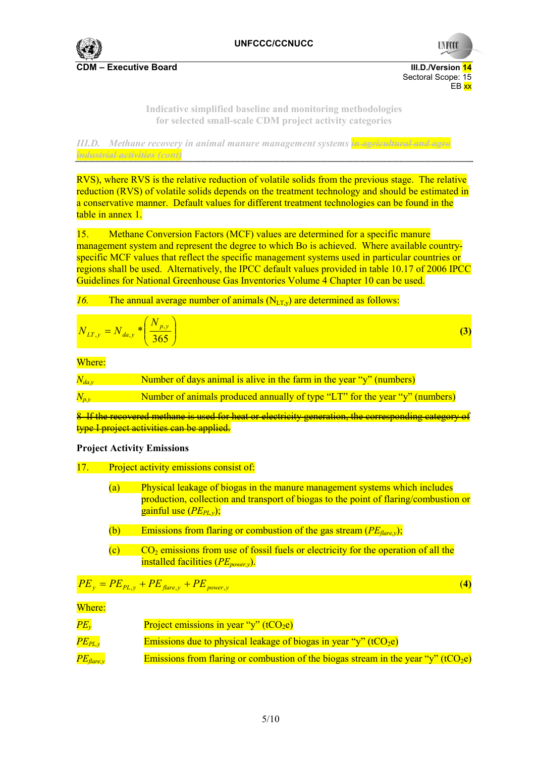RVS), where RVS is the relative reduction of volatile solids from the previous stage. The relative reduction (RVS) of volatile solids depends on the treatment technology and should be estimated in a conservative manner. Default values for different treatment technologies can be found in the table in annex 1.

15. Methane Conversion Factors (MCF) values are determined for a specific manure management system and represent the degree to which Bo is achieved. Where available country-specific MCF values that reflect the specific management systems used in particular countries or regions shall be used. Alternatively, the IPCC default values provided in table 10.17 of 2006 IPCC Guidelines for National Greenhouse Gas Inventories Volume 4 Chapter 10 can be used.

*16.* The annual average number of animals ($N_{LT,y}$) are determined as follows:

$$N_{LT,y} = N_{da,y} * \left( \frac{N_{p,y}}{365} \right) \tag{3}$$

Where:

| | |
|---|---|
| $N_{da,y}$ | Number of days animal is alive in the farm in the year "y" (numbers) |
| $N_{p,y}$ | Number of animals produced annually of type "LT" for the year "y" (numbers) |

~~8. If the recovered methane is used for heat or electricity generation, the corresponding category of type I project activities can be applied.~~

**Project Activity Emissions**

17. Project activity emissions consist of:

(a) Physical leakage of biogas in the manure management systems which includes production, collection and transport of biogas to the point of flaring/combustion or gainful use ($PE_{PL,y}$);

(b) Emissions from flaring or combustion of the gas stream ($PE_{flare,y}$);

(c) $CO_2$ emissions from use of fossil fuels or electricity for the operation of all the installed facilities ($PE_{power,y}$).

$$PE_y = PE_{PL,y} + PE_{flare,y} + PE_{power,y} \tag{4}$$

Where:

| | |
|---|---|
| $PE_y$ | Project emissions in year "y" ($tCO_2e$) |
| $PE_{PL,y}$ | Emissions due to physical leakage of biogas in year "y" ($tCO_2e$) |
| $PE_{flare,y}$ | Emissions from flaring or combustion of the biogas stream in the year "y" ($tCO_2e$) |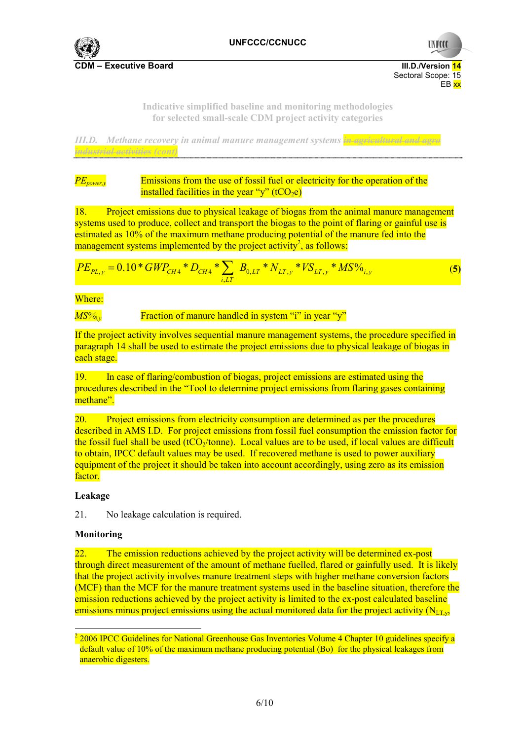*III.D. Methane recovery in animal manure management systems ~~in agricultural and agro industrial activities (cont)~~*

| | |
|---|---|
| $PE_{power,y}$ | Emissions from the use of fossil fuel or electricity for the operation of the installed facilities in the year "y" ($tCO_2e$) |

18. Project emissions due to physical leakage of biogas from the animal manure management systems used to produce, collect and transport the biogas to the point of flaring or gainful use is estimated as 10% of the maximum methane producing potential of the manure fed into the management systems implemented by the project activity[2], as follows:

$$PE_{PL,y} = 0.10 * GWP_{CH4} * D_{CH4} * \sum_{i,LT} B_{0,LT} * N_{LT,y} * VS_{LT,y} * MS\%_{i,y} \quad (5)$$

Where:

| | |
|---|---|
| $MS\%_{i,y}$ | Fraction of manure handled in system "i" in year "y" |

If the project activity involves sequential manure management systems, the procedure specified in paragraph 14 shall be used to estimate the project emissions due to physical leakage of biogas in each stage.

19. In case of flaring/combustion of biogas, project emissions are estimated using the procedures described in the "Tool to determine project emissions from flaring gases containing methane".

20. Project emissions from electricity consumption are determined as per the procedures described in AMS I.D. For project emissions from fossil fuel consumption the emission factor for the fossil fuel shall be used ($tCO_2$/tonne). Local values are to be used, if local values are difficult to obtain, IPCC default values may be used. If recovered methane is used to power auxiliary equipment of the project it should be taken into account accordingly, using zero as its emission factor.

**Leakage**

21. No leakage calculation is required.

**Monitoring**

22. The emission reductions achieved by the project activity will be determined ex-post through direct measurement of the amount of methane fuelled, flared or gainfully used. It is likely that the project activity involves manure treatment steps with higher methane conversion factors (MCF) than the MCF for the manure treatment systems used in the baseline situation, therefore the emission reductions achieved by the project activity is limited to the ex-post calculated baseline emissions minus project emissions using the actual monitored data for the project activity ($N_{LT,y}$,

---

[2] 2006 IPCC Guidelines for National Greenhouse Gas Inventories Volume 4 Chapter 10 guidelines specify a default value of 10% of the maximum methane producing potential (Bo) for the physical leakages from anaerobic digesters.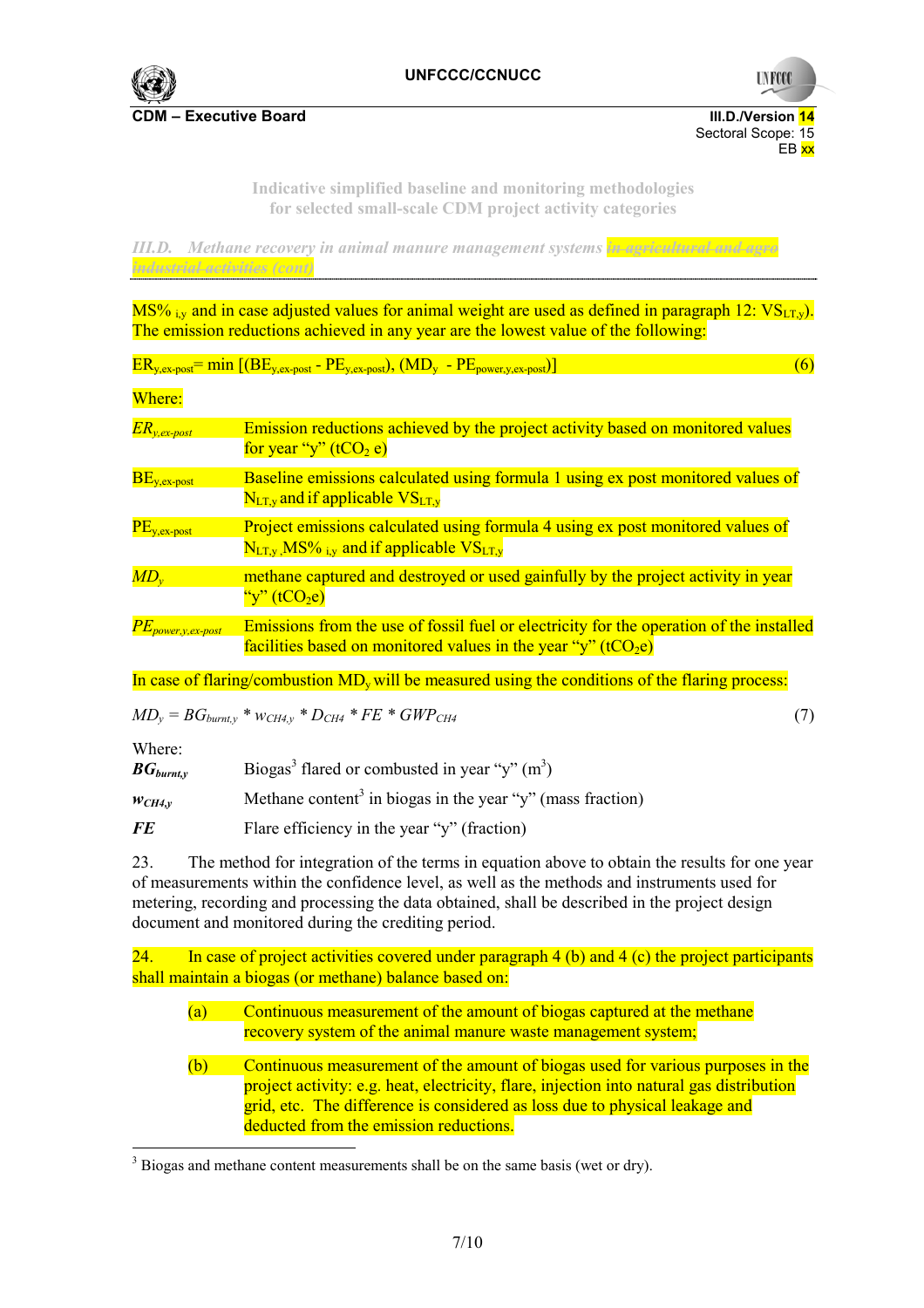MS% $_{i,y}$ and in case adjusted values for animal weight are used as defined in paragraph 12: $VS_{LT,y}$). The emission reductions achieved in any year are the lowest value of the following:

$$ER_{y,ex\text{-}post} = \min\left[(BE_{y,ex\text{-}post} - PE_{y,ex\text{-}post}), (MD_y - PE_{power,y,ex\text{-}post})\right] \quad (6)$$

Where:

| | |
|---|---|
| $ER_{y,ex\text{-}post}$ | Emission reductions achieved by the project activity based on monitored values for year "y" ($tCO_2$ e) |
| $BE_{y,ex\text{-}post}$ | Baseline emissions calculated using formula 1 using ex post monitored values of $N_{LT,y}$ and if applicable $VS_{LT,y}$ |
| $PE_{y,ex\text{-}post}$ | Project emissions calculated using formula 4 using ex post monitored values of $N_{LT,y}$, MS% $_{i,y}$ and if applicable $VS_{LT,y}$ |
| $MD_y$ | methane captured and destroyed or used gainfully by the project activity in year "y" ($tCO_2e$) |
| $PE_{power,y,ex\text{-}post}$ | Emissions from the use of fossil fuel or electricity for the operation of the installed facilities based on monitored values in the year "y" ($tCO_2e$) |

In case of flaring/combustion $MD_y$ will be measured using the conditions of the flaring process:

$$MD_y = BG_{burnt,y} * w_{CH4,y} * D_{CH4} * FE * GWP_{CH4} \quad (7)$$

Where:

| | |
|---|---|
| $BG_{burnt,y}$ | Biogas[3] flared or combusted in year "y" ($m^3$) |
| $w_{CH4,y}$ | Methane content[3] in biogas in the year "y" (mass fraction) |
| $FE$ | Flare efficiency in the year "y" (fraction) |

23. The method for integration of the terms in equation above to obtain the results for one year of measurements within the confidence level, as well as the methods and instruments used for metering, recording and processing the data obtained, shall be described in the project design document and monitored during the crediting period.

24. In case of project activities covered under paragraph 4 (b) and 4 (c) the project participants shall maintain a biogas (or methane) balance based on:

(a) Continuous measurement of the amount of biogas captured at the methane recovery system of the animal manure waste management system;

(b) Continuous measurement of the amount of biogas used for various purposes in the project activity: e.g. heat, electricity, flare, injection into natural gas distribution grid, etc. The difference is considered as loss due to physical leakage and deducted from the emission reductions.

---

[3] Biogas and methane content measurements shall be on the same basis (wet or dry).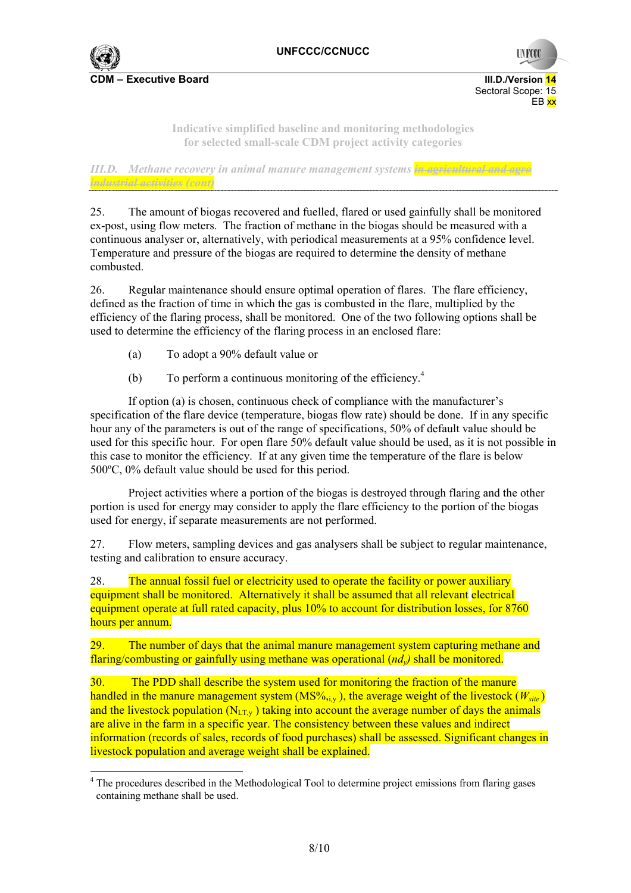25. The amount of biogas recovered and fuelled, flared or used gainfully shall be monitored ex-post, using flow meters. The fraction of methane in the biogas should be measured with a continuous analyser or, alternatively, with periodical measurements at a 95% confidence level. Temperature and pressure of the biogas are required to determine the density of methane combusted.

26. Regular maintenance should ensure optimal operation of flares. The flare efficiency, defined as the fraction of time in which the gas is combusted in the flare, multiplied by the efficiency of the flaring process, shall be monitored. One of the two following options shall be used to determine the efficiency of the flaring process in an enclosed flare:

(a) To adopt a 90% default value or

(b) To perform a continuous monitoring of the efficiency.[4]

If option (a) is chosen, continuous check of compliance with the manufacturer's specification of the flare device (temperature, biogas flow rate) should be done. If in any specific hour any of the parameters is out of the range of specifications, 50% of default value should be used for this specific hour. For open flare 50% default value should be used, as it is not possible in this case to monitor the efficiency. If at any given time the temperature of the flare is below 500ºC, 0% default value should be used for this period.

Project activities where a portion of the biogas is destroyed through flaring and the other portion is used for energy may consider to apply the flare efficiency to the portion of the biogas used for energy, if separate measurements are not performed.

27. Flow meters, sampling devices and gas analysers shall be subject to regular maintenance, testing and calibration to ensure accuracy.

28. The annual fossil fuel or electricity used to operate the facility or power auxiliary equipment shall be monitored. Alternatively it shall be assumed that all relevant electrical equipment operate at full rated capacity, plus 10% to account for distribution losses, for 8760 hours per annum.

29. The number of days that the animal manure management system capturing methane and flaring/combusting or gainfully using methane was operational ($nd_y$) shall be monitored.

30. The PDD shall describe the system used for monitoring the fraction of the manure handled in the manure management system ($MS\%_{i,y}$), the average weight of the livestock ($W_{site}$) and the livestock population ($N_{LT,y}$) taking into account the average number of days the animals are alive in the farm in a specific year. The consistency between these values and indirect information (records of sales, records of food purchases) shall be assessed. Significant changes in livestock population and average weight shall be explained.

[4] The procedures described in the Methodological Tool to determine project emissions from flaring gases containing methane shall be used.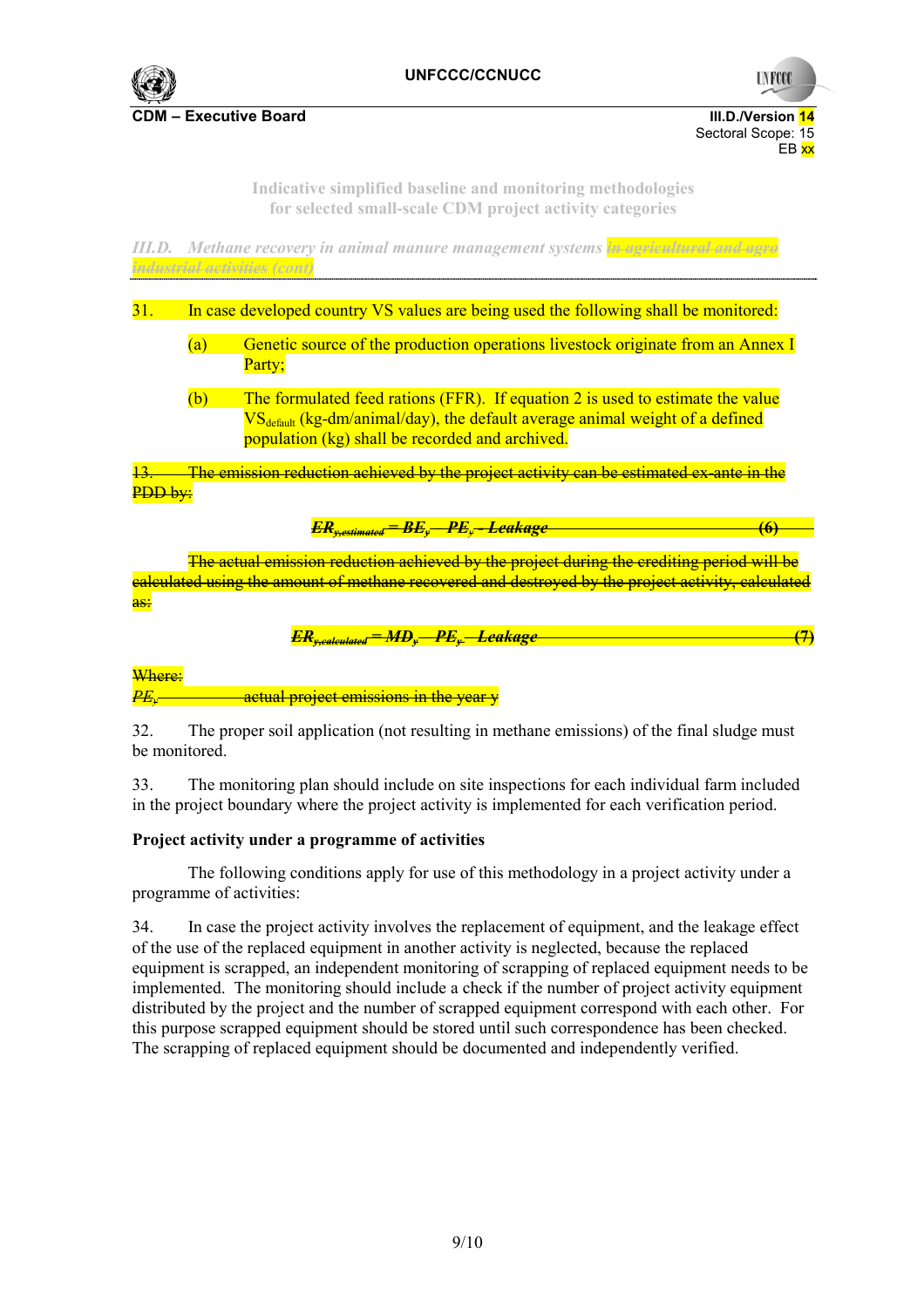III.D. Methane recovery in animal manure management systems ~~in agricultural and agro industrial activities (cont)~~

31. In case developed country VS values are being used the following shall be monitored:

(a) Genetic source of the production operations livestock originate from an Annex I Party;

(b) The formulated feed rations (FFR). If equation 2 is used to estimate the value $VS_{default}$ (kg-dm/animal/day), the default average animal weight of a defined population (kg) shall be recorded and archived.

~~13. The emission reduction achieved by the project activity can be estimated ex-ante in the PDD by:~~

$$ER_{y,estimated} = BE_y - PE_y - Leakage \quad (6)$$

~~The actual emission reduction achieved by the project during the crediting period will be calculated using the amount of methane recovered and destroyed by the project activity, calculated as:~~

$$ER_{y,calculated} = MD_y - PE_y - Leakage \quad (7)$$

~~Where:~~

~~$PE_y$ actual project emissions in the year y~~

32. The proper soil application (not resulting in methane emissions) of the final sludge must be monitored.

33. The monitoring plan should include on site inspections for each individual farm included in the project boundary where the project activity is implemented for each verification period.

**Project activity under a programme of activities**

The following conditions apply for use of this methodology in a project activity under a programme of activities:

34. In case the project activity involves the replacement of equipment, and the leakage effect of the use of the replaced equipment in another activity is neglected, because the replaced equipment is scrapped, an independent monitoring of scrapping of replaced equipment needs to be implemented. The monitoring should include a check if the number of project activity equipment distributed by the project and the number of scrapped equipment correspond with each other. For this purpose scrapped equipment should be stored until such correspondence has been checked. The scrapping of replaced equipment should be documented and independently verified.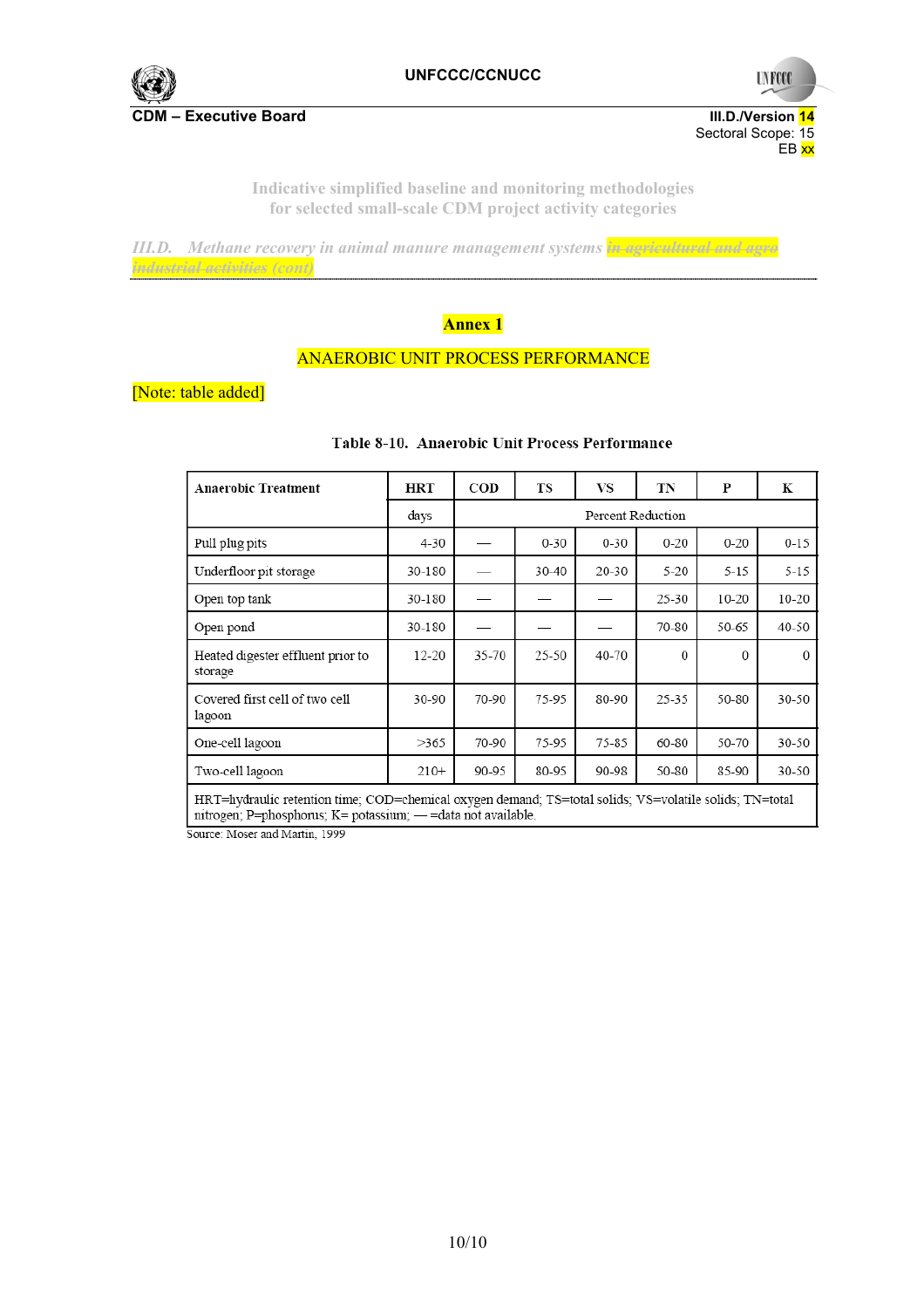# Annex 1

## ANAEROBIC UNIT PROCESS PERFORMANCE

[Note: table added]

**Table 8-10. Anaerobic Unit Process Performance**

| Anaerobic Treatment | HRT | COD | TS | VS | TN | P | K |
|---|---|---|---|---|---|---|---|
| | days | Percent Reduction | | | | | |
| Pull plug pits | 4-30 | — | 0-30 | 0-30 | 0-20 | 0-20 | 0-15 |
| Underfloor pit storage | 30-180 | — | 30-40 | 20-30 | 5-20 | 5-15 | 5-15 |
| Open top tank | 30-180 | — | — | — | 25-30 | 10-20 | 10-20 |
| Open pond | 30-180 | — | — | — | 70-80 | 50-65 | 40-50 |
| Heated digester effluent prior to storage | 12-20 | 35-70 | 25-50 | 40-70 | 0 | 0 | 0 |
| Covered first cell of two cell lagoon | 30-90 | 70-90 | 75-95 | 80-90 | 25-35 | 50-80 | 30-50 |
| One-cell lagoon | >365 | 70-90 | 75-95 | 75-85 | 60-80 | 50-70 | 30-50 |
| Two-cell lagoon | 210+ | 90-95 | 80-95 | 90-98 | 50-80 | 85-90 | 30-50 |

HRT=hydraulic retention time; COD=chemical oxygen demand; TS=total solids; VS=volatile solids; TN=total nitrogen; P=phosphorus; K= potassium; — =data not available.

Source: Moser and Martin, 1999